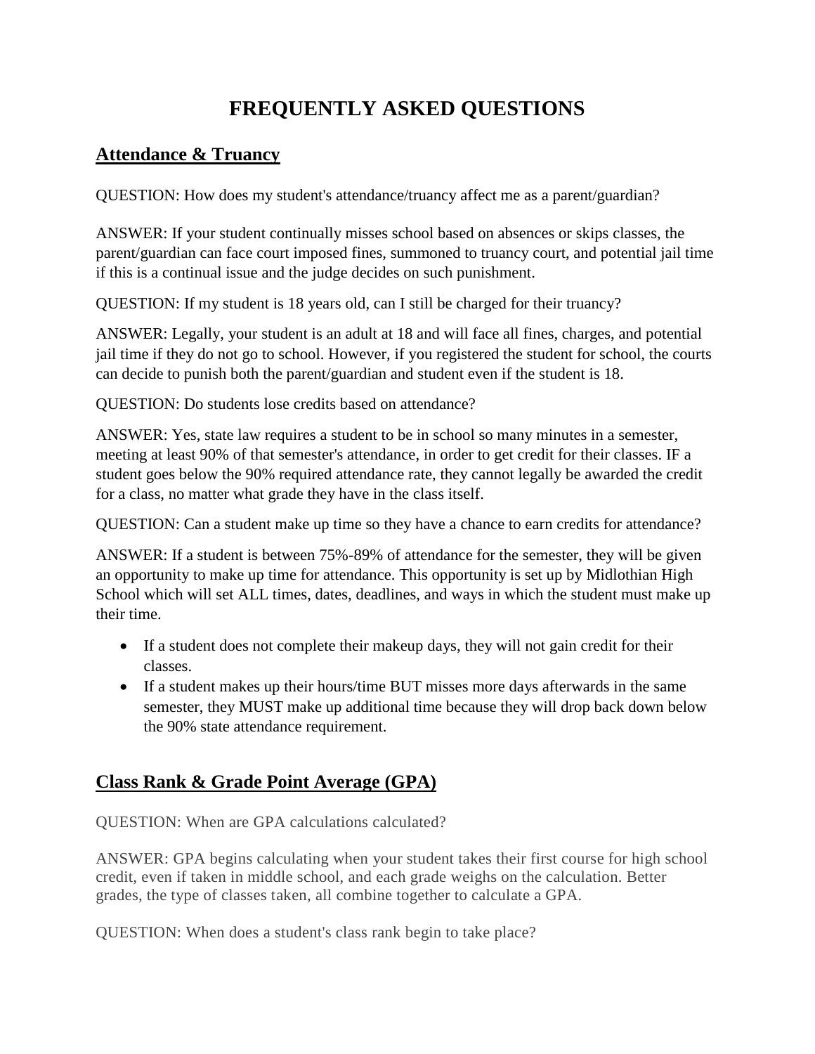# FREQUENTLY ASKED QUESTIONS

## Attendance & Truancy

QUESTION: How does my student's attendance/truancy affect me as a parent/guardian?

ANSWER: If your student continually misses school based on absences or skips classes, the parent/guardian can face court imposed fines, summoned to truancy court, and potential jail time if this is a continual issue and the judge decides on such punishment.

QUESTION: If my student is 18 years old, can I still be charged for their truancy?

ANSWER: Legally, your student is an adult at 18 and will face all fines, charges, and potential jail time if they do not go to school. However, if you registered the student for school, the courts can decide to punish both the parent/guardian and student even if the student is 18.

QUESTION: Do students lose credits based on attendance?

ANSWER: Yes, state law requires a student to be in school so many minutes in a semester, meeting at least 90% of that semester's attendance, in order to get credit for their classes. IF a student goes below the 90% required attendance rate, they cannot legally be awarded the credit for a class, no matter what grade they have in the class itself.

QUESTION: Can a student make up time so they have a chance to earn credits for attendance?

ANSWER: If a student is between 75%-89% of attendance for the semester, they will be given an opportunity to make up time for attendance. This opportunity is set up by Midlothian High School which will set ALL times, dates, deadlines, and ways in which the student must make up their time.

- If a student does not complete their makeup days, they will not gain credit for their classes.
- If a student makes up their hours/time BUT misses more days afterwards in the same semester, they MUST make up additional time because they will drop back down below the 90% state attendance requirement.

## Class Rank & Grade Point Average (GPA)

QUESTION: When are GPA calculations calculated?

ANSWER: GPA begins calculating when your student takes their first course for high school credit, even if taken in middle school, and each grade weighs on the calculation. Better grades, the type of classes taken, all combine together to calculate a GPA.

QUESTION: When does a student's class rank begin to take place?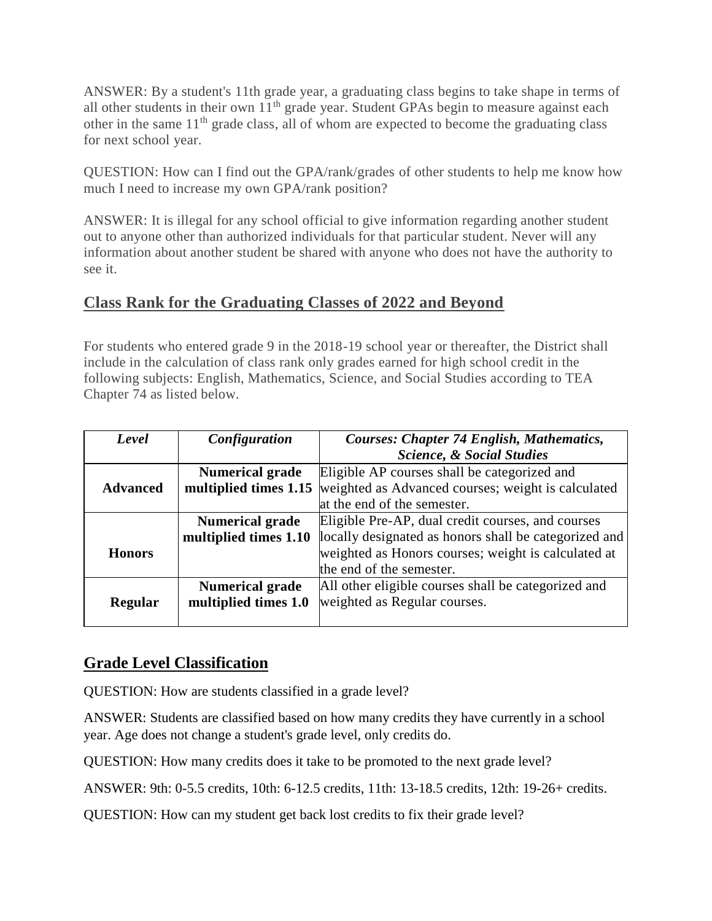ANSWER: By a student's 11th grade year, a graduating class begins to take shape in terms of all other students in their own 11th grade year. Student GPAs begin to measure against each other in the same 11th grade class, all of whom are expected to become the graduating class for next school year.

QUESTION: How can I find out the GPA/rank/grades of other students to help me know how much I need to increase my own GPA/rank position?

ANSWER: It is illegal for any school official to give information regarding another student out to anyone other than authorized individuals for that particular student. Never will any information about another student be shared with anyone who does not have the authority to see it.

## Class Rank for the Graduating Classes of 2022 and Beyond

For students who entered grade 9 in the 2018-19 school year or thereafter, the District shall include in the calculation of class rank only grades earned for high school credit in the following subjects: English, Mathematics, Science, and Social Studies according to TEA Chapter 74 as listed below.

| *Level* | *Configuration* | *Courses: Chapter 74 English, Mathematics, Science, & Social Studies* |
|---|---|---|
| **Advanced** | **Numerical grade multiplied times 1.15** | Eligible AP courses shall be categorized and weighted as Advanced courses; weight is calculated at the end of the semester. |
| **Honors** | **Numerical grade multiplied times 1.10** | Eligible Pre-AP, dual credit courses, and courses locally designated as honors shall be categorized and weighted as Honors courses; weight is calculated at the end of the semester. |
| **Regular** | **Numerical grade multiplied times 1.0** | All other eligible courses shall be categorized and weighted as Regular courses. |

## Grade Level Classification

QUESTION: How are students classified in a grade level?

ANSWER: Students are classified based on how many credits they have currently in a school year. Age does not change a student's grade level, only credits do.

QUESTION: How many credits does it take to be promoted to the next grade level?

ANSWER: 9th: 0-5.5 credits, 10th: 6-12.5 credits, 11th: 13-18.5 credits, 12th: 19-26+ credits.

QUESTION: How can my student get back lost credits to fix their grade level?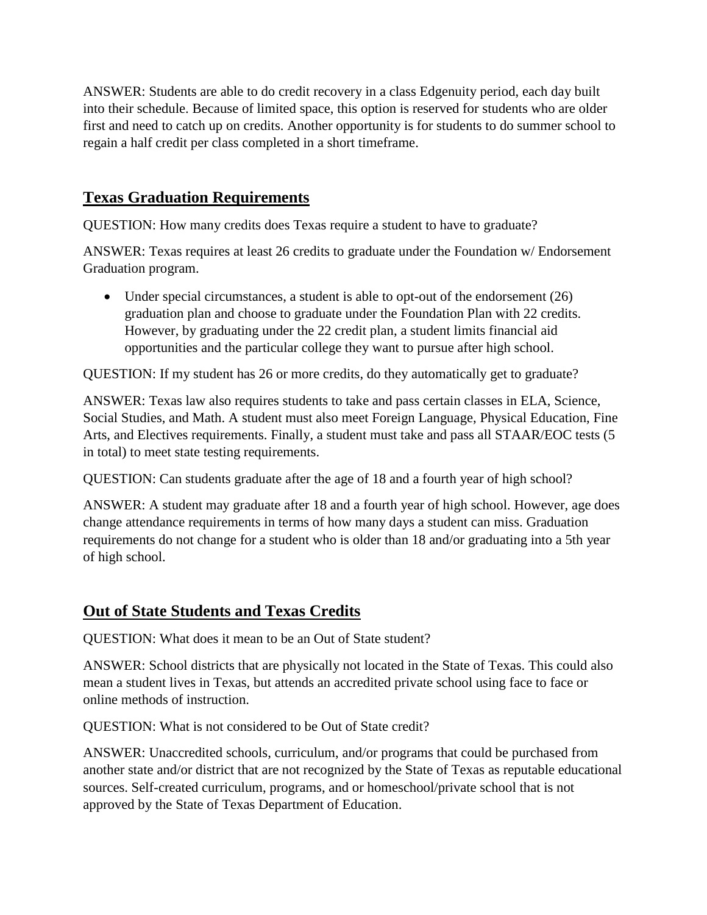ANSWER: Students are able to do credit recovery in a class Edgenuity period, each day built into their schedule. Because of limited space, this option is reserved for students who are older first and need to catch up on credits. Another opportunity is for students to do summer school to regain a half credit per class completed in a short timeframe.

## Texas Graduation Requirements

QUESTION: How many credits does Texas require a student to have to graduate?

ANSWER: Texas requires at least 26 credits to graduate under the Foundation w/ Endorsement Graduation program.

- Under special circumstances, a student is able to opt-out of the endorsement (26) graduation plan and choose to graduate under the Foundation Plan with 22 credits. However, by graduating under the 22 credit plan, a student limits financial aid opportunities and the particular college they want to pursue after high school.

QUESTION: If my student has 26 or more credits, do they automatically get to graduate?

ANSWER: Texas law also requires students to take and pass certain classes in ELA, Science, Social Studies, and Math. A student must also meet Foreign Language, Physical Education, Fine Arts, and Electives requirements. Finally, a student must take and pass all STAAR/EOC tests (5 in total) to meet state testing requirements.

QUESTION: Can students graduate after the age of 18 and a fourth year of high school?

ANSWER: A student may graduate after 18 and a fourth year of high school. However, age does change attendance requirements in terms of how many days a student can miss. Graduation requirements do not change for a student who is older than 18 and/or graduating into a 5th year of high school.

## Out of State Students and Texas Credits

QUESTION: What does it mean to be an Out of State student?

ANSWER: School districts that are physically not located in the State of Texas. This could also mean a student lives in Texas, but attends an accredited private school using face to face or online methods of instruction.

QUESTION: What is not considered to be Out of State credit?

ANSWER: Unaccredited schools, curriculum, and/or programs that could be purchased from another state and/or district that are not recognized by the State of Texas as reputable educational sources. Self-created curriculum, programs, and or homeschool/private school that is not approved by the State of Texas Department of Education.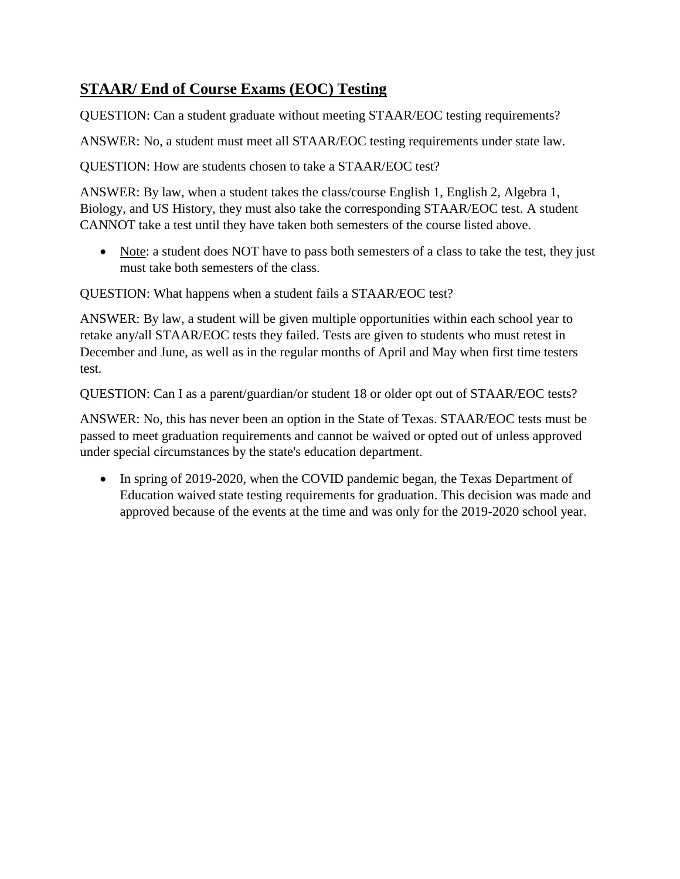## STAAR/ End of Course Exams (EOC) Testing

QUESTION: Can a student graduate without meeting STAAR/EOC testing requirements?

ANSWER: No, a student must meet all STAAR/EOC testing requirements under state law.

QUESTION: How are students chosen to take a STAAR/EOC test?

ANSWER: By law, when a student takes the class/course English 1, English 2, Algebra 1, Biology, and US History, they must also take the corresponding STAAR/EOC test. A student CANNOT take a test until they have taken both semesters of the course listed above.

- Note: a student does NOT have to pass both semesters of a class to take the test, they just must take both semesters of the class.

QUESTION: What happens when a student fails a STAAR/EOC test?

ANSWER: By law, a student will be given multiple opportunities within each school year to retake any/all STAAR/EOC tests they failed. Tests are given to students who must retest in December and June, as well as in the regular months of April and May when first time testers test.

QUESTION: Can I as a parent/guardian/or student 18 or older opt out of STAAR/EOC tests?

ANSWER: No, this has never been an option in the State of Texas. STAAR/EOC tests must be passed to meet graduation requirements and cannot be waived or opted out of unless approved under special circumstances by the state's education department.

- In spring of 2019-2020, when the COVID pandemic began, the Texas Department of Education waived state testing requirements for graduation. This decision was made and approved because of the events at the time and was only for the 2019-2020 school year.